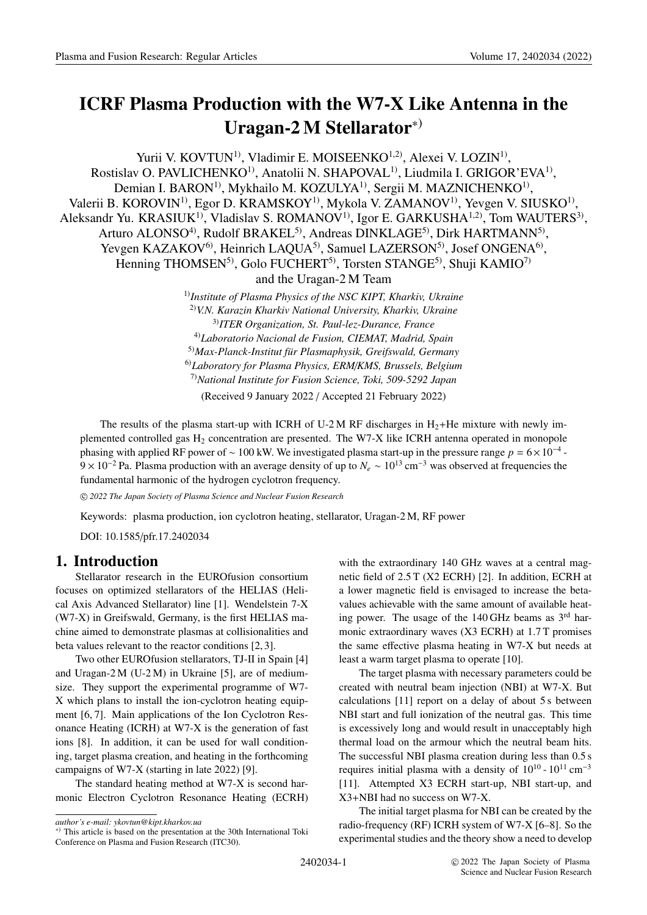# ICRF Plasma Production with the W7-X Like Antenna in the Uragan-2 M Stellarator[*]

Yurii V. KOVTUN[1], Vladimir E. MOISEENKO[1,2], Alexei V. LOZIN[1], Rostislav O. PAVLICHENKO[1], Anatolii N. SHAPOVAL[1], Liudmila I. GRIGOR'EVA[1], Demian I. BARON[1], Mykhailo M. KOZULYA[1], Sergii M. MAZNICHENKO[1], Valerii B. KOROVIN[1], Egor D. KRAMSKOY[1], Mykola V. ZAMANOV[1], Yevgen V. SIUSKO[1], Aleksandr Yu. KRASIUK[1], Vladislav S. ROMANOV[1], Igor E. GARKUSHA[1,2], Tom WAUTERS[3], Arturo ALONSO[4], Rudolf BRAKEL[5], Andreas DINKLAGE[5], Dirk HARTMANN[5], Yevgen KAZAKOV[6], Heinrich LAQUA[5], Samuel LAZERSON[5], Josef ONGENA[6], Henning THOMSEN[5], Golo FUCHERT[5], Torsten STANGE[5], Shuji KAMIO[7] and the Uragan-2 M Team

[1] *Institute of Plasma Physics of the NSC KIPT, Kharkiv, Ukraine*
[2] *V.N. Karazin Kharkiv National University, Kharkiv, Ukraine*
[3] *ITER Organization, St. Paul-lez-Durance, France*
[4] *Laboratorio Nacional de Fusion, CIEMAT, Madrid, Spain*
[5] *Max-Planck-Institut für Plasmaphysik, Greifswald, Germany*
[6] *Laboratory for Plasma Physics, ERM/KMS, Brussels, Belgium*
[7] *National Institute for Fusion Science, Toki, 509-5292 Japan*

(Received 9 January 2022 / Accepted 21 February 2022)

The results of the plasma start-up with ICRH of U-2 M RF discharges in $H_2$+He mixture with newly implemented controlled gas $H_2$ concentration are presented. The W7-X like ICRH antenna operated in monopole phasing with applied RF power of ~ 100 kW. We investigated plasma start-up in the pressure range $p = 6\times10^{-4}$ - $9\times10^{-2}$ Pa. Plasma production with an average density of up to $N_e \sim 10^{13}$ cm$^{-3}$ was observed at frequencies the fundamental harmonic of the hydrogen cyclotron frequency.

© 2022 The Japan Society of Plasma Science and Nuclear Fusion Research

Keywords: plasma production, ion cyclotron heating, stellarator, Uragan-2 M, RF power

DOI: 10.1585/pfr.17.2402034

## 1. Introduction

Stellarator research in the EUROfusion consortium focuses on optimized stellarators of the HELIAS (Helical Axis Advanced Stellarator) line [1]. Wendelstein 7-X (W7-X) in Greifswald, Germany, is the first HELIAS machine aimed to demonstrate plasmas at collisionalities and beta values relevant to the reactor conditions [2, 3].

Two other EUROfusion stellarators, TJ-II in Spain [4] and Uragan-2 M (U-2 M) in Ukraine [5], are of medium-size. They support the experimental programme of W7-X which plans to install the ion-cyclotron heating equipment [6, 7]. Main applications of the Ion Cyclotron Resonance Heating (ICRH) at W7-X is the generation of fast ions [8]. In addition, it can be used for wall conditioning, target plasma creation, and heating in the forthcoming campaigns of W7-X (starting in late 2022) [9].

The standard heating method at W7-X is second harmonic Electron Cyclotron Resonance Heating (ECRH) with the extraordinary 140 GHz waves at a central magnetic field of 2.5 T (X2 ECRH) [2]. In addition, ECRH at a lower magnetic field is envisaged to increase the beta-values achievable with the same amount of available heating power. The usage of the 140 GHz beams as 3$^{rd}$ harmonic extraordinary waves (X3 ECRH) at 1.7 T promises the same effective plasma heating in W7-X but needs at least a warm target plasma to operate [10].

The target plasma with necessary parameters could be created with neutral beam injection (NBI) at W7-X. But calculations [11] report on a delay of about 5 s between NBI start and full ionization of the neutral gas. This time is excessively long and would result in unacceptably high thermal load on the armour which the neutral beam hits. The successful NBI plasma creation during less than 0.5 s requires initial plasma with a density of $10^{10}$ - $10^{11}$ cm$^{-3}$ [11]. Attempted X3 ECRH start-up, NBI start-up, and X3+NBI had no success on W7-X.

The initial target plasma for NBI can be created by the radio-frequency (RF) ICRH system of W7-X [6–8]. So the experimental studies and the theory show a need to develop

*author's e-mail: ykovtun@kipt.kharkov.ua*

[*] This article is based on the presentation at the 30th International Toki Conference on Plasma and Fusion Research (ITC30).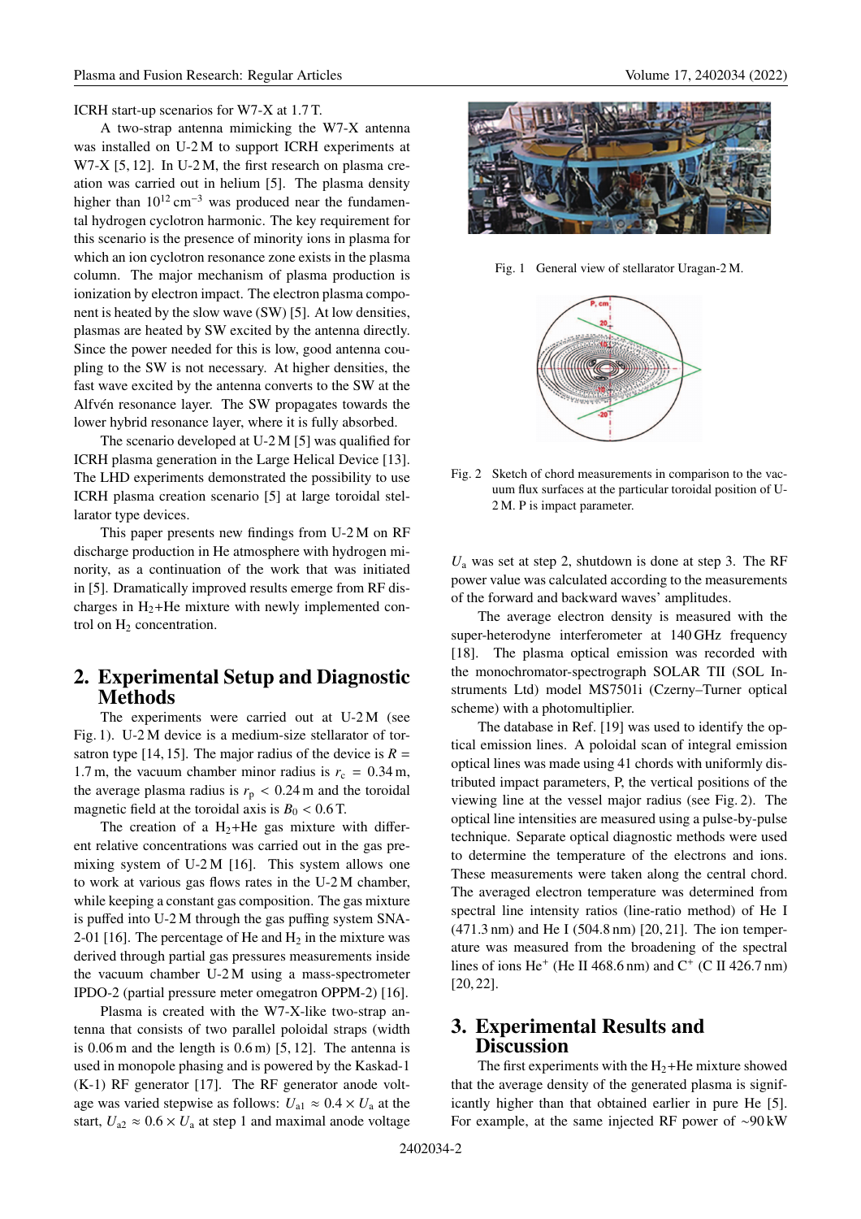ICRH start-up scenarios for W7-X at 1.7 T.

A two-strap antenna mimicking the W7-X antenna was installed on U-2 M to support ICRH experiments at W7-X [5, 12]. In U-2 M, the first research on plasma creation was carried out in helium [5]. The plasma density higher than $10^{12}$ cm$^{-3}$ was produced near the fundamental hydrogen cyclotron harmonic. The key requirement for this scenario is the presence of minority ions in plasma for which an ion cyclotron resonance zone exists in the plasma column. The major mechanism of plasma production is ionization by electron impact. The electron plasma component is heated by the slow wave (SW) [5]. At low densities, plasmas are heated by SW excited by the antenna directly. Since the power needed for this is low, good antenna coupling to the SW is not necessary. At higher densities, the fast wave excited by the antenna converts to the SW at the Alfvén resonance layer. The SW propagates towards the lower hybrid resonance layer, where it is fully absorbed.

The scenario developed at U-2 M [5] was qualified for ICRH plasma generation in the Large Helical Device [13]. The LHD experiments demonstrated the possibility to use ICRH plasma creation scenario [5] at large toroidal stellarator type devices.

This paper presents new findings from U-2 M on RF discharge production in He atmosphere with hydrogen minority, as a continuation of the work that was initiated in [5]. Dramatically improved results emerge from RF discharges in $H_2$+He mixture with newly implemented control on $H_2$ concentration.

## 2. Experimental Setup and Diagnostic Methods

The experiments were carried out at U-2 M (see Fig. 1). U-2 M device is a medium-size stellarator of torsatron type [14, 15]. The major radius of the device is $R$ = 1.7 m, the vacuum chamber minor radius is $r_c$ = 0.34 m, the average plasma radius is $r_p$ < 0.24 m and the toroidal magnetic field at the toroidal axis is $B_0$ < 0.6 T.

The creation of a $H_2$+He gas mixture with different relative concentrations was carried out in the gas premixing system of U-2 M [16]. This system allows one to work at various gas flows rates in the U-2 M chamber, while keeping a constant gas composition. The gas mixture is puffed into U-2 M through the gas puffing system SNA-2-01 [16]. The percentage of He and $H_2$ in the mixture was derived through partial gas pressures measurements inside the vacuum chamber U-2 M using a mass-spectrometer IPDO-2 (partial pressure meter omegatron OPPM-2) [16].

Plasma is created with the W7-X-like two-strap antenna that consists of two parallel poloidal straps (width is 0.06 m and the length is 0.6 m) [5, 12]. The antenna is used in monopole phasing and is powered by the Kaskad-1 (K-1) RF generator [17]. The RF generator anode voltage was varied stepwise as follows: $U_{a1} \approx 0.4 \times U_a$ at the start, $U_{a2} \approx 0.6 \times U_a$ at step 1 and maximal anode voltage $U_a$ was set at step 2, shutdown is done at step 3. The RF power value was calculated according to the measurements of the forward and backward waves' amplitudes.

Fig. 1 General view of stellarator Uragan-2 M.

Fig. 2 Sketch of chord measurements in comparison to the vacuum flux surfaces at the particular toroidal position of U-2 M. P is impact parameter.

The average electron density is measured with the super-heterodyne interferometer at 140 GHz frequency [18]. The plasma optical emission was recorded with the monochromator-spectrograph SOLAR TII (SOL Instruments Ltd) model MS7501i (Czerny–Turner optical scheme) with a photomultiplier.

The database in Ref. [19] was used to identify the optical emission lines. A poloidal scan of integral emission optical lines was made using 41 chords with uniformly distributed impact parameters, P, the vertical positions of the viewing line at the vessel major radius (see Fig. 2). The optical line intensities are measured using a pulse-by-pulse technique. Separate optical diagnostic methods were used to determine the temperature of the electrons and ions. These measurements were taken along the central chord. The averaged electron temperature was determined from spectral line intensity ratios (line-ratio method) of He I (471.3 nm) and He I (504.8 nm) [20, 21]. The ion temperature was measured from the broadening of the spectral lines of ions $He^+$ (He II 468.6 nm) and $C^+$ (C II 426.7 nm) [20, 22].

## 3. Experimental Results and Discussion

The first experiments with the $H_2$+He mixture showed that the average density of the generated plasma is significantly higher than that obtained earlier in pure He [5]. For example, at the same injected RF power of ~90 kW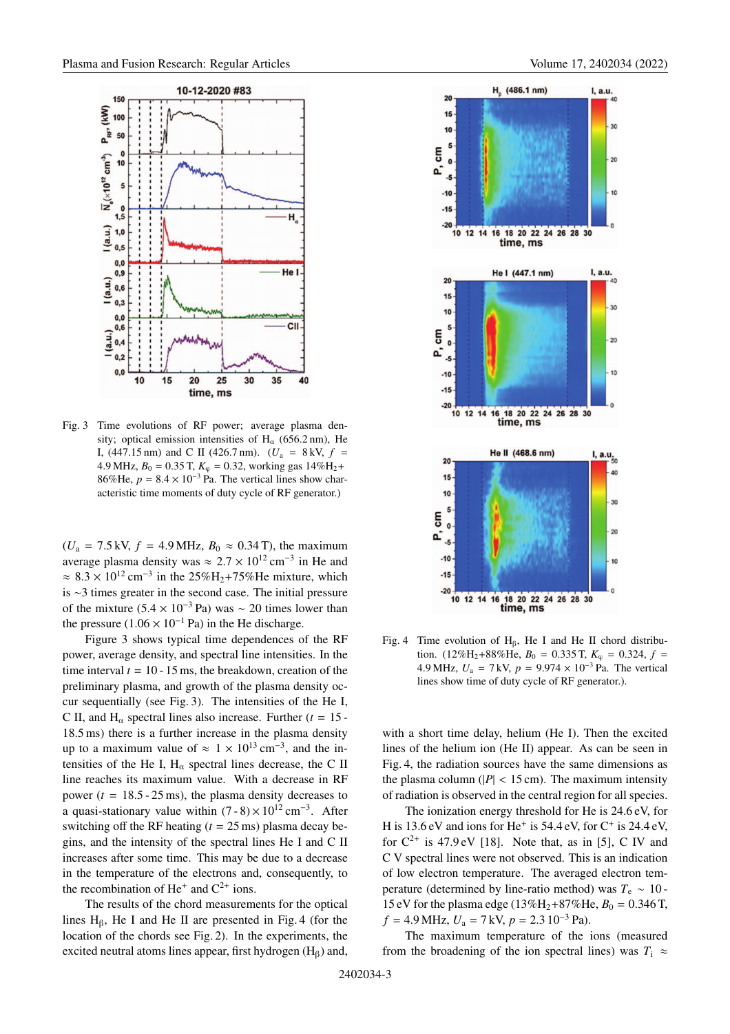Fig. 3 Time evolutions of RF power; average plasma density; optical emission intensities of $H_\alpha$ (656.2 nm), He I, (447.15 nm) and C II (426.7 nm). ($U_a$ = 8 kV, $f$ = 4.9 MHz, $B_0$ = 0.35 T, $K_\varphi$ = 0.32, working gas 14%$H_2$+86%He, $p = 8.4 \times 10^{-3}$ Pa. The vertical lines show characteristic time moments of duty cycle of RF generator.)

($U_a$ = 7.5 kV, $f$ = 4.9 MHz, $B_0 \approx$ 0.34 T), the maximum average plasma density was $\approx 2.7 \times 10^{12}$ cm$^{-3}$ in He and $\approx 8.3 \times 10^{12}$ cm$^{-3}$ in the 25%$H_2$+75%He mixture, which is ~3 times greater in the second case. The initial pressure of the mixture ($5.4 \times 10^{-3}$ Pa) was ~ 20 times lower than the pressure ($1.06 \times 10^{-1}$ Pa) in the He discharge.

Figure 3 shows typical time dependences of the RF power, average density, and spectral line intensities. In the time interval $t$ = 10 - 15 ms, the breakdown, creation of the preliminary plasma, and growth of the plasma density occur sequentially (see Fig. 3). The intensities of the He I, C II, and $H_\alpha$ spectral lines also increase. Further ($t$ = 15 - 18.5 ms) there is a further increase in the plasma density up to a maximum value of $\approx 1 \times 10^{13}$ cm$^{-3}$, and the intensities of the He I, $H_\alpha$ spectral lines decrease, the C II line reaches its maximum value. With a decrease in RF power ($t$ = 18.5 - 25 ms), the plasma density decreases to a quasi-stationary value within $(7 - 8) \times 10^{12}$ cm$^{-3}$. After switching off the RF heating ($t$ = 25 ms) plasma decay begins, and the intensity of the spectral lines He I and C II increases after some time. This may be due to a decrease in the temperature of the electrons and, consequently, to the recombination of $He^+$ and $C^{2+}$ ions.

The results of the chord measurements for the optical lines $H_\beta$, He I and He II are presented in Fig. 4 (for the location of the chords see Fig. 2). In the experiments, the excited neutral atoms lines appear, first hydrogen ($H_\beta$) and, with a short time delay, helium (He I). Then the excited lines of the helium ion (He II) appear. As can be seen in Fig. 4, the radiation sources have the same dimensions as the plasma column ($|P| <$ 15 cm). The maximum intensity of radiation is observed in the central region for all species.

Fig. 4 Time evolution of $H_\beta$, He I and He II chord distribution. (12%$H_2$+88%He, $B_0$ = 0.335 T, $K_\varphi$ = 0.324, $f$ = 4.9 MHz, $U_a$ = 7 kV, $p = 9.974 \times 10^{-3}$ Pa. The vertical lines show time of duty cycle of RF generator.).

The ionization energy threshold for He is 24.6 eV, for H is 13.6 eV and ions for $He^+$ is 54.4 eV, for $C^+$ is 24.4 eV, for $C^{2+}$ is 47.9 eV [18]. Note that, as in [5], C IV and C V spectral lines were not observed. This is an indication of low electron temperature. The averaged electron temperature (determined by line-ratio method) was $T_e \sim$ 10 - 15 eV for the plasma edge (13%$H_2$+87%He, $B_0$ = 0.346 T, $f$ = 4.9 MHz, $U_a$ = 7 kV, $p$ = 2.3 $10^{-3}$ Pa).

The maximum temperature of the ions (measured from the broadening of the ion spectral lines) was $T_i \approx$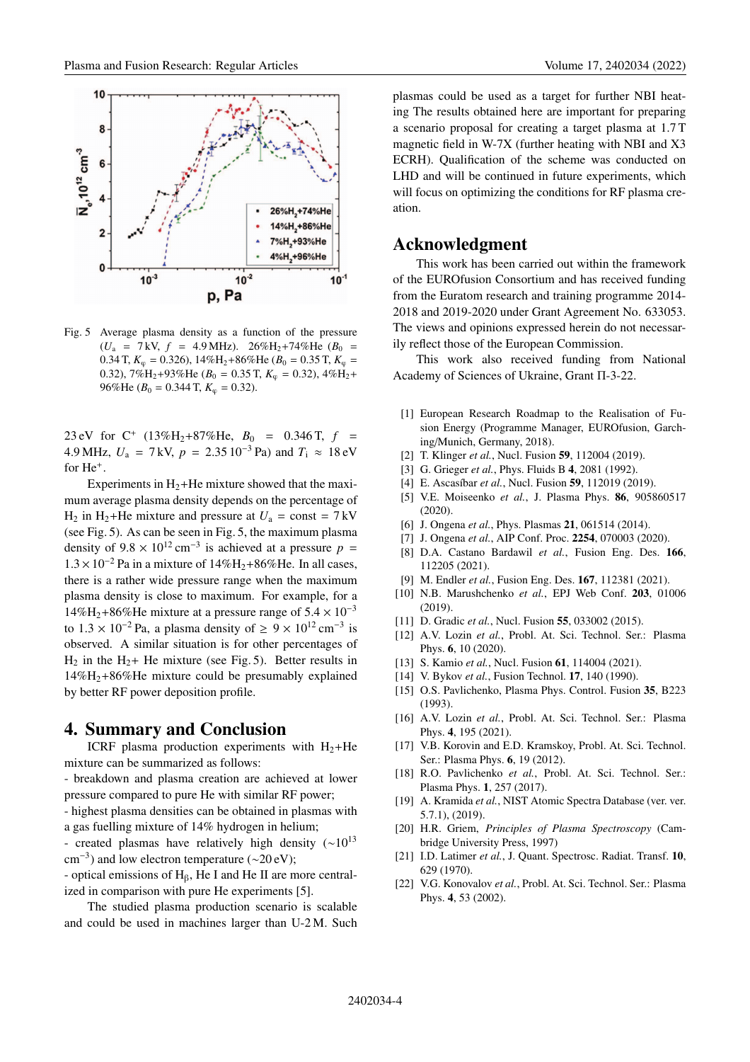10
8
6
4
2
0
$\bar{N}_e, 10^{12}$ cm$^{-3}$
$10^{-3}$
$10^{-2}$
$10^{-1}$
p, Pa
26%H$_2$+74%He
14%H$_2$+86%He
7%H$_2$+93%He
4%H$_2$+96%He

Fig. 5 Average plasma density as a function of the pressure ($U_a$ = 7 kV, $f$ = 4.9 MHz). 26%H$_2$+74%He ($B_0$ = 0.34 T, $K_\varphi$ = 0.326), 14%H$_2$+86%He ($B_0$ = 0.35 T, $K_\varphi$ = 0.32), 7%H$_2$+93%He ($B_0$ = 0.35 T, $K_\varphi$ = 0.32), 4%H$_2$+96%He ($B_0$ = 0.344 T, $K_\varphi$ = 0.32).

23 eV for C$^+$ (13%H$_2$+87%He, $B_0$ = 0.346 T, $f$ = 4.9 MHz, $U_a$ = 7 kV, $p$ = 2.35 $10^{-3}$ Pa) and $T_i \approx$ 18 eV for He$^+$.

Experiments in H$_2$+He mixture showed that the maximum average plasma density depends on the percentage of H$_2$ in H$_2$+He mixture and pressure at $U_a$ = const = 7 kV (see Fig. 5). As can be seen in Fig. 5, the maximum plasma density of $9.8 \times 10^{12}$ cm$^{-3}$ is achieved at a pressure $p$ = $1.3 \times 10^{-2}$ Pa in a mixture of 14%H$_2$+86%He. In all cases, there is a rather wide pressure range when the maximum plasma density is close to maximum. For example, for a 14%H$_2$+86%He mixture at a pressure range of $5.4 \times 10^{-3}$ to $1.3 \times 10^{-2}$ Pa, a plasma density of $\geq 9 \times 10^{12}$ cm$^{-3}$ is observed. A similar situation is for other percentages of H$_2$ in the H$_2$+ He mixture (see Fig. 5). Better results in 14%H$_2$+86%He mixture could be presumably explained by better RF power deposition profile.

## 4. Summary and Conclusion

ICRF plasma production experiments with H$_2$+He mixture can be summarized as follows:

- breakdown and plasma creation are achieved at lower pressure compared to pure He with similar RF power;
- highest plasma densities can be obtained in plasmas with a gas fuelling mixture of 14% hydrogen in helium;
- created plasmas have relatively high density ($\sim 10^{13}$ cm$^{-3}$) and low electron temperature ($\sim$20 eV);
- optical emissions of H$_\beta$, He I and He II are more centralized in comparison with pure He experiments [5].

The studied plasma production scenario is scalable and could be used in machines larger than U-2 M. Such plasmas could be used as a target for further NBI heating The results obtained here are important for preparing a scenario proposal for creating a target plasma at 1.7 T magnetic field in W-7X (further heating with NBI and X3 ECRH). Qualification of the scheme was conducted on LHD and will be continued in future experiments, which will focus on optimizing the conditions for RF plasma creation.

## Acknowledgment

This work has been carried out within the framework of the EUROfusion Consortium and has received funding from the Euratom research and training programme 2014-2018 and 2019-2020 under Grant Agreement No. 633053. The views and opinions expressed herein do not necessarily reflect those of the European Commission.

This work also received funding from National Academy of Sciences of Ukraine, Grant П-3-22.

[1] European Research Roadmap to the Realisation of Fusion Energy (Programme Manager, EUROfusion, Garching/Munich, Germany, 2018).
[2] T. Klinger *et al.*, Nucl. Fusion **59**, 112004 (2019).
[3] G. Grieger *et al.*, Phys. Fluids B **4**, 2081 (1992).
[4] E. Ascasíbar *et al.*, Nucl. Fusion **59**, 112019 (2019).
[5] V.E. Moiseenko *et al.*, J. Plasma Phys. **86**, 905860517 (2020).
[6] J. Ongena *et al.*, Phys. Plasmas **21**, 061514 (2014).
[7] J. Ongena *et al.*, AIP Conf. Proc. **2254**, 070003 (2020).
[8] D.A. Castano Bardawil *et al.*, Fusion Eng. Des. **166**, 112205 (2021).
[9] M. Endler *et al.*, Fusion Eng. Des. **167**, 112381 (2021).
[10] N.B. Marushchenko *et al.*, EPJ Web Conf. **203**, 01006 (2019).
[11] D. Gradic *et al.*, Nucl. Fusion **55**, 033002 (2015).
[12] A.V. Lozin *et al.*, Probl. At. Sci. Technol. Ser.: Plasma Phys. **6**, 10 (2020).
[13] S. Kamio *et al.*, Nucl. Fusion **61**, 114004 (2021).
[14] V. Bykov *et al.*, Fusion Technol. **17**, 140 (1990).
[15] O.S. Pavlichenko, Plasma Phys. Control. Fusion **35**, B223 (1993).
[16] A.V. Lozin *et al.*, Probl. At. Sci. Technol. Ser.: Plasma Phys. **4**, 195 (2021).
[17] V.B. Korovin and E.D. Kramskoy, Probl. At. Sci. Technol. Ser.: Plasma Phys. **6**, 19 (2012).
[18] R.O. Pavlichenko *et al.*, Probl. At. Sci. Technol. Ser.: Plasma Phys. **1**, 257 (2017).
[19] A. Kramida *et al.*, NIST Atomic Spectra Database (ver. ver. 5.7.1), (2019).
[20] H.R. Griem, *Principles of Plasma Spectroscopy* (Cambridge University Press, 1997)
[21] I.D. Latimer *et al.*, J. Quant. Spectrosc. Radiat. Transf. **10**, 629 (1970).
[22] V.G. Konovalov *et al.*, Probl. At. Sci. Technol. Ser.: Plasma Phys. **4**, 53 (2002).